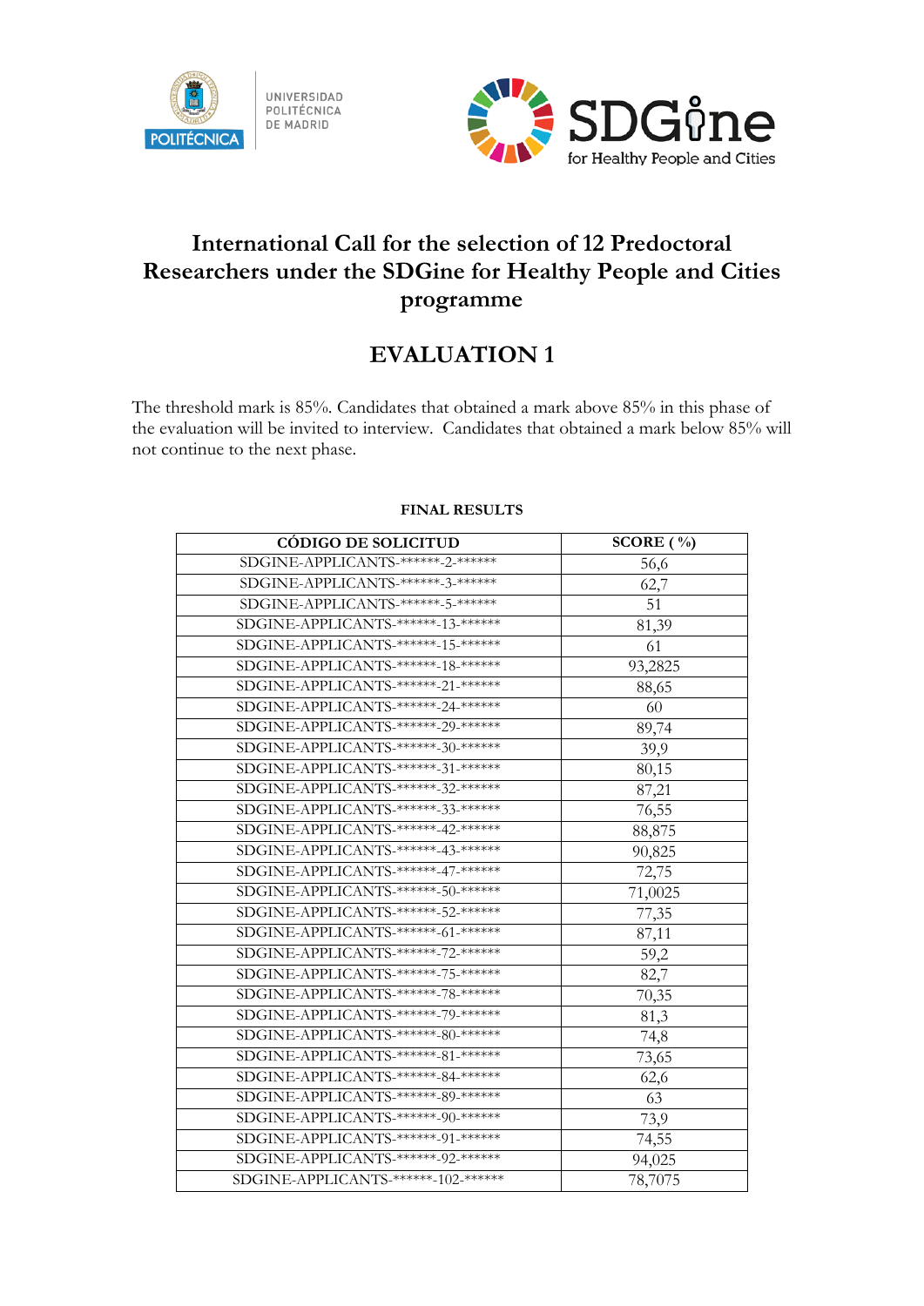# International Call for the selection of 12 Predoctoral Researchers under the SDGine for Healthy People and Cities programme

## EVALUATION 1

The threshold mark is 85%. Candidates that obtained a mark above 85% in this phase of the evaluation will be invited to interview. Candidates that obtained a mark below 85% will not continue to the next phase.

**FINAL RESULTS**

| CÓDIGO DE SOLICITUD | SCORE ( %) |
|---|---|
| SDGINE-APPLICANTS-******-2-****** | 56,6 |
| SDGINE-APPLICANTS-******-3-****** | 62,7 |
| SDGINE-APPLICANTS-******-5-****** | 51 |
| SDGINE-APPLICANTS-******-13-****** | 81,39 |
| SDGINE-APPLICANTS-******-15-****** | 61 |
| SDGINE-APPLICANTS-******-18-****** | 93,2825 |
| SDGINE-APPLICANTS-******-21-****** | 88,65 |
| SDGINE-APPLICANTS-******-24-****** | 60 |
| SDGINE-APPLICANTS-******-29-****** | 89,74 |
| SDGINE-APPLICANTS-******-30-****** | 39,9 |
| SDGINE-APPLICANTS-******-31-****** | 80,15 |
| SDGINE-APPLICANTS-******-32-****** | 87,21 |
| SDGINE-APPLICANTS-******-33-****** | 76,55 |
| SDGINE-APPLICANTS-******-42-****** | 88,875 |
| SDGINE-APPLICANTS-******-43-****** | 90,825 |
| SDGINE-APPLICANTS-******-47-****** | 72,75 |
| SDGINE-APPLICANTS-******-50-****** | 71,0025 |
| SDGINE-APPLICANTS-******-52-****** | 77,35 |
| SDGINE-APPLICANTS-******-61-****** | 87,11 |
| SDGINE-APPLICANTS-******-72-****** | 59,2 |
| SDGINE-APPLICANTS-******-75-****** | 82,7 |
| SDGINE-APPLICANTS-******-78-****** | 70,35 |
| SDGINE-APPLICANTS-******-79-****** | 81,3 |
| SDGINE-APPLICANTS-******-80-****** | 74,8 |
| SDGINE-APPLICANTS-******-81-****** | 73,65 |
| SDGINE-APPLICANTS-******-84-****** | 62,6 |
| SDGINE-APPLICANTS-******-89-****** | 63 |
| SDGINE-APPLICANTS-******-90-****** | 73,9 |
| SDGINE-APPLICANTS-******-91-****** | 74,55 |
| SDGINE-APPLICANTS-******-92-****** | 94,025 |
| SDGINE-APPLICANTS-******-102-****** | 78,7075 |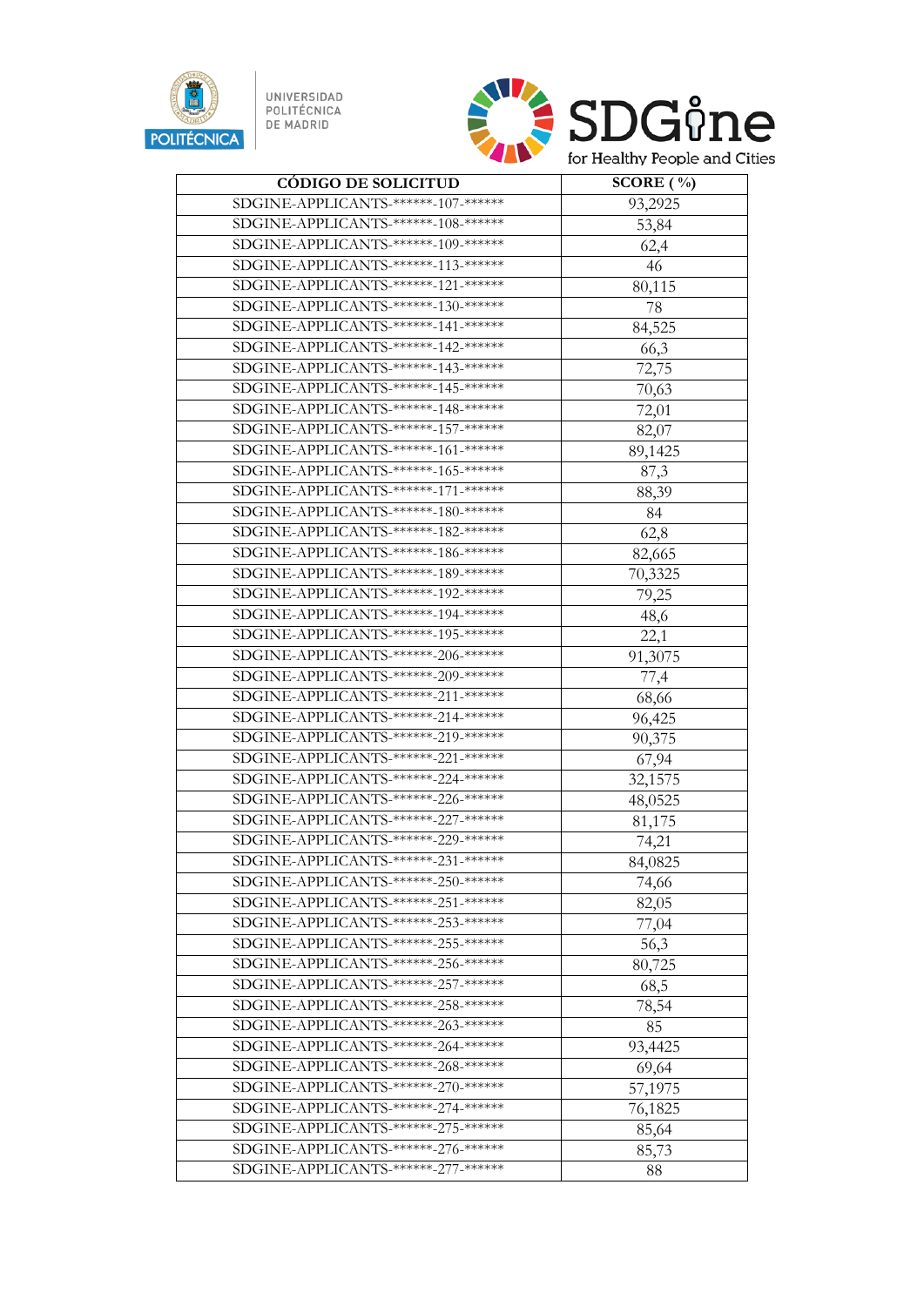| CÓDIGO DE SOLICITUD | SCORE ( %) |
|---|---|
| SDGINE-APPLICANTS-******-107-****** | 93,2925 |
| SDGINE-APPLICANTS-******-108-****** | 53,84 |
| SDGINE-APPLICANTS-******-109-****** | 62,4 |
| SDGINE-APPLICANTS-******-113-****** | 46 |
| SDGINE-APPLICANTS-******-121-****** | 80,115 |
| SDGINE-APPLICANTS-******-130-****** | 78 |
| SDGINE-APPLICANTS-******-141-****** | 84,525 |
| SDGINE-APPLICANTS-******-142-****** | 66,3 |
| SDGINE-APPLICANTS-******-143-****** | 72,75 |
| SDGINE-APPLICANTS-******-145-****** | 70,63 |
| SDGINE-APPLICANTS-******-148-****** | 72,01 |
| SDGINE-APPLICANTS-******-157-****** | 82,07 |
| SDGINE-APPLICANTS-******-161-****** | 89,1425 |
| SDGINE-APPLICANTS-******-165-****** | 87,3 |
| SDGINE-APPLICANTS-******-171-****** | 88,39 |
| SDGINE-APPLICANTS-******-180-****** | 84 |
| SDGINE-APPLICANTS-******-182-****** | 62,8 |
| SDGINE-APPLICANTS-******-186-****** | 82,665 |
| SDGINE-APPLICANTS-******-189-****** | 70,3325 |
| SDGINE-APPLICANTS-******-192-****** | 79,25 |
| SDGINE-APPLICANTS-******-194-****** | 48,6 |
| SDGINE-APPLICANTS-******-195-****** | 22,1 |
| SDGINE-APPLICANTS-******-206-****** | 91,3075 |
| SDGINE-APPLICANTS-******-209-****** | 77,4 |
| SDGINE-APPLICANTS-******-211-****** | 68,66 |
| SDGINE-APPLICANTS-******-214-****** | 96,425 |
| SDGINE-APPLICANTS-******-219-****** | 90,375 |
| SDGINE-APPLICANTS-******-221-****** | 67,94 |
| SDGINE-APPLICANTS-******-224-****** | 32,1575 |
| SDGINE-APPLICANTS-******-226-****** | 48,0525 |
| SDGINE-APPLICANTS-******-227-****** | 81,175 |
| SDGINE-APPLICANTS-******-229-****** | 74,21 |
| SDGINE-APPLICANTS-******-231-****** | 84,0825 |
| SDGINE-APPLICANTS-******-250-****** | 74,66 |
| SDGINE-APPLICANTS-******-251-****** | 82,05 |
| SDGINE-APPLICANTS-******-253-****** | 77,04 |
| SDGINE-APPLICANTS-******-255-****** | 56,3 |
| SDGINE-APPLICANTS-******-256-****** | 80,725 |
| SDGINE-APPLICANTS-******-257-****** | 68,5 |
| SDGINE-APPLICANTS-******-258-****** | 78,54 |
| SDGINE-APPLICANTS-******-263-****** | 85 |
| SDGINE-APPLICANTS-******-264-****** | 93,4425 |
| SDGINE-APPLICANTS-******-268-****** | 69,64 |
| SDGINE-APPLICANTS-******-270-****** | 57,1975 |
| SDGINE-APPLICANTS-******-274-****** | 76,1825 |
| SDGINE-APPLICANTS-******-275-****** | 85,64 |
| SDGINE-APPLICANTS-******-276-****** | 85,73 |
| SDGINE-APPLICANTS-******-277-****** | 88 |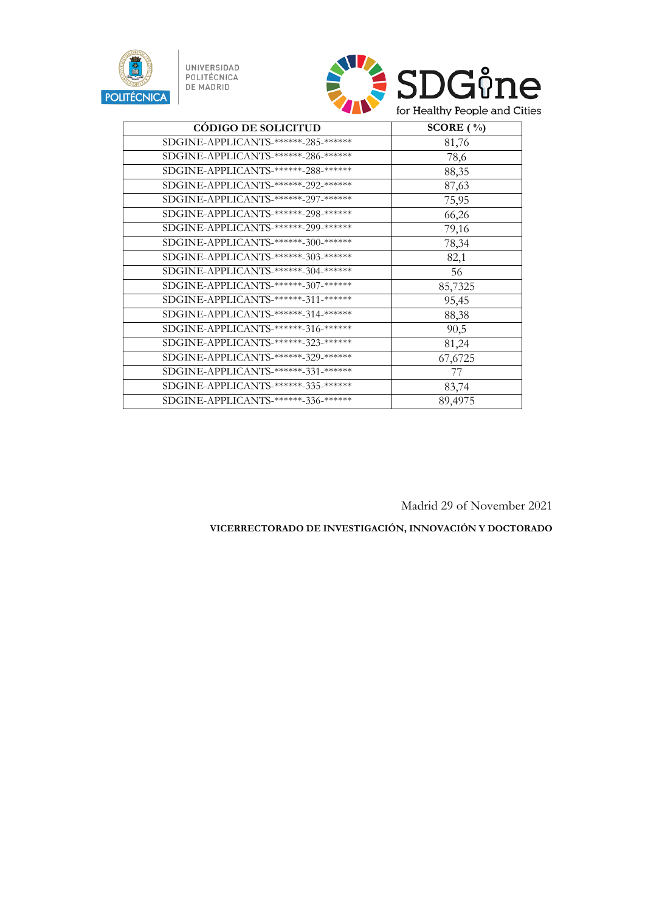| CÓDIGO DE SOLICITUD | SCORE ( %) |
|---|---|
| SDGINE-APPLICANTS-******-285-****** | 81,76 |
| SDGINE-APPLICANTS-******-286-****** | 78,6 |
| SDGINE-APPLICANTS-******-288-****** | 88,35 |
| SDGINE-APPLICANTS-******-292-****** | 87,63 |
| SDGINE-APPLICANTS-******-297-****** | 75,95 |
| SDGINE-APPLICANTS-******-298-****** | 66,26 |
| SDGINE-APPLICANTS-******-299-****** | 79,16 |
| SDGINE-APPLICANTS-******-300-****** | 78,34 |
| SDGINE-APPLICANTS-******-303-****** | 82,1 |
| SDGINE-APPLICANTS-******-304-****** | 56 |
| SDGINE-APPLICANTS-******-307-****** | 85,7325 |
| SDGINE-APPLICANTS-******-311-****** | 95,45 |
| SDGINE-APPLICANTS-******-314-****** | 88,38 |
| SDGINE-APPLICANTS-******-316-****** | 90,5 |
| SDGINE-APPLICANTS-******-323-****** | 81,24 |
| SDGINE-APPLICANTS-******-329-****** | 67,6725 |
| SDGINE-APPLICANTS-******-331-****** | 77 |
| SDGINE-APPLICANTS-******-335-****** | 83,74 |
| SDGINE-APPLICANTS-******-336-****** | 89,4975 |

Madrid 29 of November 2021

**VICERRECTORADO DE INVESTIGACIÓN, INNOVACIÓN Y DOCTORADO**